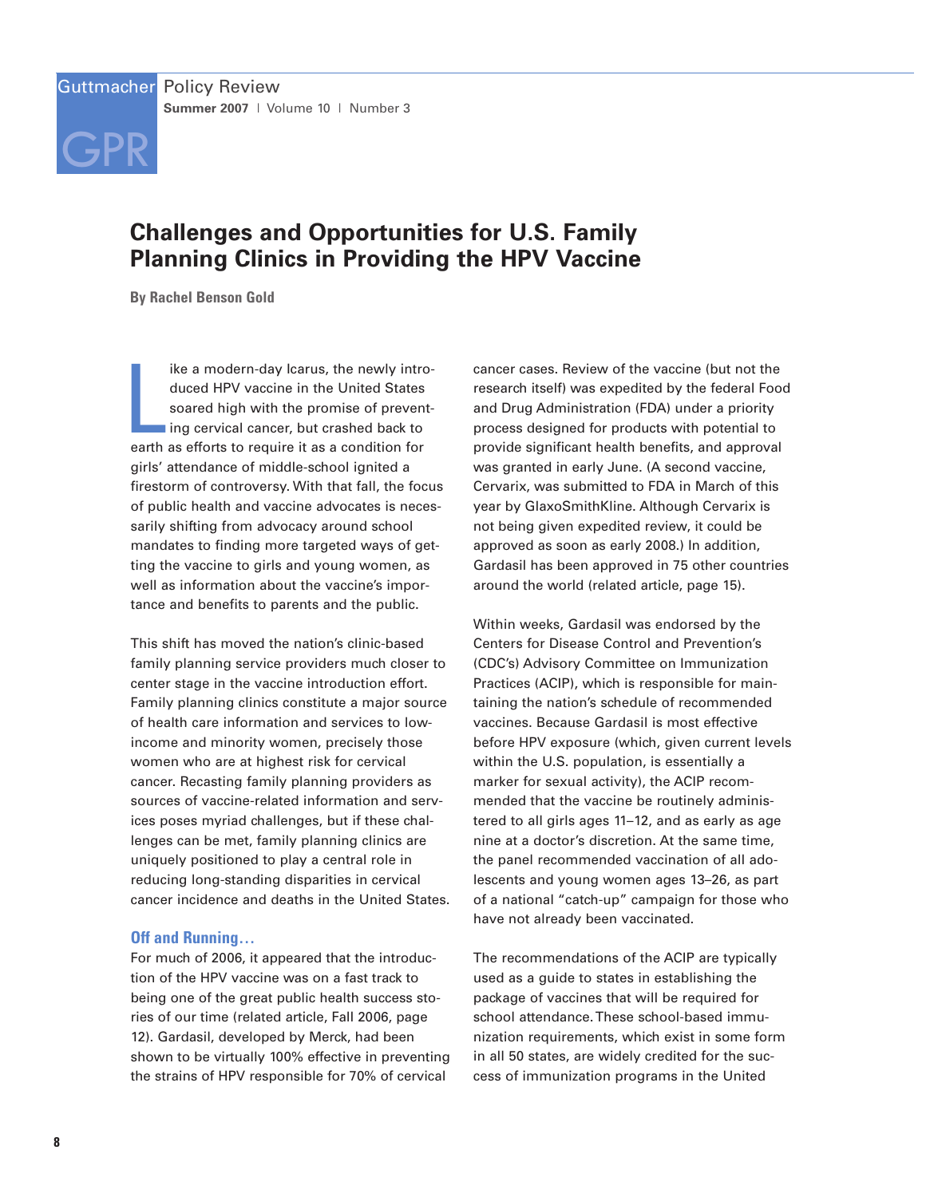# Challenges and Opportunities for U.S. Family Planning Clinics in Providing the HPV Vaccine

**By Rachel Benson Gold**

Like a modern-day Icarus, the newly introduced HPV vaccine in the United States soared high with the promise of preventing cervical cancer, but crashed back to earth as efforts to require it as a condition for girls' attendance of middle-school ignited a firestorm of controversy. With that fall, the focus of public health and vaccine advocates is necessarily shifting from advocacy around school mandates to finding more targeted ways of getting the vaccine to girls and young women, as well as information about the vaccine's importance and benefits to parents and the public.

This shift has moved the nation's clinic-based family planning service providers much closer to center stage in the vaccine introduction effort. Family planning clinics constitute a major source of health care information and services to low-income and minority women, precisely those women who are at highest risk for cervical cancer. Recasting family planning providers as sources of vaccine-related information and services poses myriad challenges, but if these challenges can be met, family planning clinics are uniquely positioned to play a central role in reducing long-standing disparities in cervical cancer incidence and deaths in the United States.

## Off and Running…

For much of 2006, it appeared that the introduction of the HPV vaccine was on a fast track to being one of the great public health success stories of our time (related article, Fall 2006, page 12). Gardasil, developed by Merck, had been shown to be virtually 100% effective in preventing the strains of HPV responsible for 70% of cervical cancer cases. Review of the vaccine (but not the research itself) was expedited by the federal Food and Drug Administration (FDA) under a priority process designed for products with potential to provide significant health benefits, and approval was granted in early June. (A second vaccine, Cervarix, was submitted to FDA in March of this year by GlaxoSmithKline. Although Cervarix is not being given expedited review, it could be approved as soon as early 2008.) In addition, Gardasil has been approved in 75 other countries around the world (related article, page 15).

Within weeks, Gardasil was endorsed by the Centers for Disease Control and Prevention's (CDC's) Advisory Committee on Immunization Practices (ACIP), which is responsible for maintaining the nation's schedule of recommended vaccines. Because Gardasil is most effective before HPV exposure (which, given current levels within the U.S. population, is essentially a marker for sexual activity), the ACIP recommended that the vaccine be routinely administered to all girls ages 11–12, and as early as age nine at a doctor's discretion. At the same time, the panel recommended vaccination of all adolescents and young women ages 13–26, as part of a national "catch-up" campaign for those who have not already been vaccinated.

The recommendations of the ACIP are typically used as a guide to states in establishing the package of vaccines that will be required for school attendance. These school-based immunization requirements, which exist in some form in all 50 states, are widely credited for the success of immunization programs in the United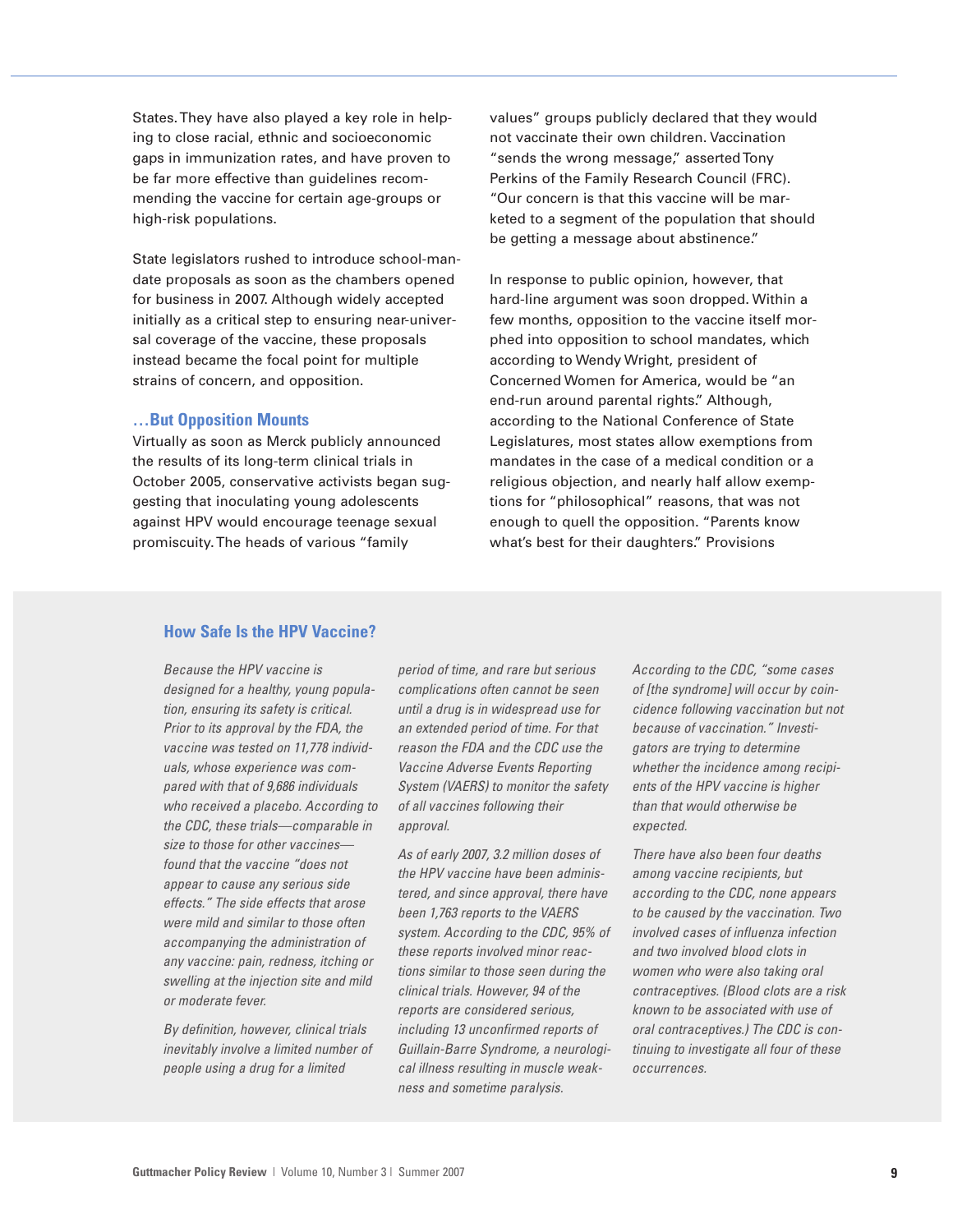States. They have also played a key role in helping to close racial, ethnic and socioeconomic gaps in immunization rates, and have proven to be far more effective than guidelines recommending the vaccine for certain age-groups or high-risk populations.

State legislators rushed to introduce school-mandate proposals as soon as the chambers opened for business in 2007. Although widely accepted initially as a critical step to ensuring near-universal coverage of the vaccine, these proposals instead became the focal point for multiple strains of concern, and opposition.

### …But Opposition Mounts

Virtually as soon as Merck publicly announced the results of its long-term clinical trials in October 2005, conservative activists began suggesting that inoculating young adolescents against HPV would encourage teenage sexual promiscuity. The heads of various "family values" groups publicly declared that they would not vaccinate their own children. Vaccination "sends the wrong message," asserted Tony Perkins of the Family Research Council (FRC). "Our concern is that this vaccine will be marketed to a segment of the population that should be getting a message about abstinence."

In response to public opinion, however, that hard-line argument was soon dropped. Within a few months, opposition to the vaccine itself morphed into opposition to school mandates, which according to Wendy Wright, president of Concerned Women for America, would be "an end-run around parental rights." Although, according to the National Conference of State Legislatures, most states allow exemptions from mandates in the case of a medical condition or a religious objection, and nearly half allow exemptions for "philosophical" reasons, that was not enough to quell the opposition. "Parents know what's best for their daughters." Provisions

### How Safe Is the HPV Vaccine?

*Because the HPV vaccine is designed for a healthy, young population, ensuring its safety is critical. Prior to its approval by the FDA, the vaccine was tested on 11,778 individuals, whose experience was compared with that of 9,686 individuals who received a placebo. According to the CDC, these trials—comparable in size to those for other vaccines—found that the vaccine "does not appear to cause any serious side effects." The side effects that arose were mild and similar to those often accompanying the administration of any vaccine: pain, redness, itching or swelling at the injection site and mild or moderate fever.*

*By definition, however, clinical trials inevitably involve a limited number of people using a drug for a limited period of time, and rare but serious complications often cannot be seen until a drug is in widespread use for an extended period of time. For that reason the FDA and the CDC use the Vaccine Adverse Events Reporting System (VAERS) to monitor the safety of all vaccines following their approval.*

*As of early 2007, 3.2 million doses of the HPV vaccine have been administered, and since approval, there have been 1,763 reports to the VAERS system. According to the CDC, 95% of these reports involved minor reactions similar to those seen during the clinical trials. However, 94 of the reports are considered serious, including 13 unconfirmed reports of Guillain-Barre Syndrome, a neurological illness resulting in muscle weakness and sometime paralysis. According to the CDC, "some cases of [the syndrome] will occur by coincidence following vaccination but not because of vaccination." Investigators are trying to determine whether the incidence among recipients of the HPV vaccine is higher than that would otherwise be expected.*

*There have also been four deaths among vaccine recipients, but according to the CDC, none appears to be caused by the vaccination. Two involved cases of influenza infection and two involved blood clots in women who were also taking oral contraceptives. (Blood clots are a risk known to be associated with use of oral contraceptives.) The CDC is continuing to investigate all four of these occurrences.*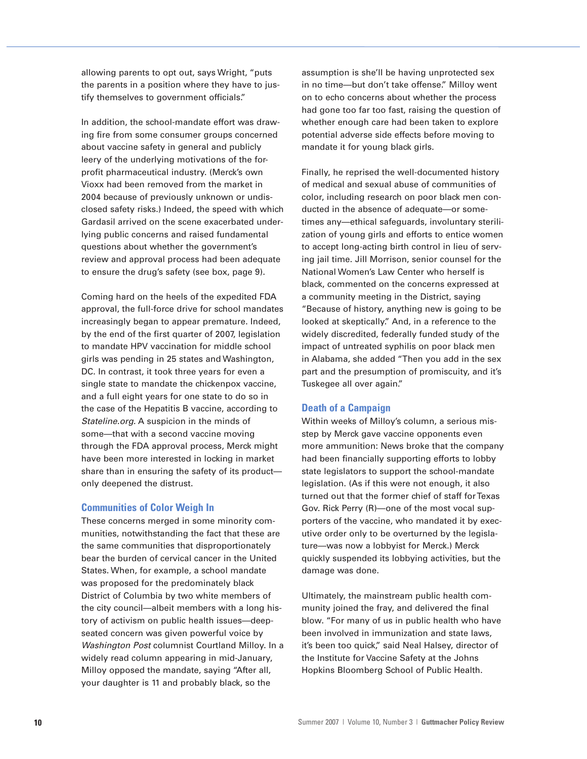allowing parents to opt out, says Wright, "puts the parents in a position where they have to justify themselves to government officials."

In addition, the school-mandate effort was drawing fire from some consumer groups concerned about vaccine safety in general and publicly leery of the underlying motivations of the for-profit pharmaceutical industry. (Merck's own Vioxx had been removed from the market in 2004 because of previously unknown or undisclosed safety risks.) Indeed, the speed with which Gardasil arrived on the scene exacerbated underlying public concerns and raised fundamental questions about whether the government's review and approval process had been adequate to ensure the drug's safety (see box, page 9).

Coming hard on the heels of the expedited FDA approval, the full-force drive for school mandates increasingly began to appear premature. Indeed, by the end of the first quarter of 2007, legislation to mandate HPV vaccination for middle school girls was pending in 25 states and Washington, DC. In contrast, it took three years for even a single state to mandate the chickenpox vaccine, and a full eight years for one state to do so in the case of the Hepatitis B vaccine, according to *Stateline.org*. A suspicion in the minds of some—that with a second vaccine moving through the FDA approval process, Merck might have been more interested in locking in market share than in ensuring the safety of its product—only deepened the distrust.

### Communities of Color Weigh In

These concerns merged in some minority communities, notwithstanding the fact that these are the same communities that disproportionately bear the burden of cervical cancer in the United States. When, for example, a school mandate was proposed for the predominately black District of Columbia by two white members of the city council—albeit members with a long history of activism on public health issues—deep-seated concern was given powerful voice by *Washington Post* columnist Courtland Milloy. In a widely read column appearing in mid-January, Milloy opposed the mandate, saying "After all, your daughter is 11 and probably black, so the assumption is she'll be having unprotected sex in no time—but don't take offense." Milloy went on to echo concerns about whether the process had gone too far too fast, raising the question of whether enough care had been taken to explore potential adverse side effects before moving to mandate it for young black girls.

Finally, he reprised the well-documented history of medical and sexual abuse of communities of color, including research on poor black men conducted in the absence of adequate—or sometimes any—ethical safeguards, involuntary sterilization of young girls and efforts to entice women to accept long-acting birth control in lieu of serving jail time. Jill Morrison, senior counsel for the National Women's Law Center who herself is black, commented on the concerns expressed at a community meeting in the District, saying "Because of history, anything new is going to be looked at skeptically." And, in a reference to the widely discredited, federally funded study of the impact of untreated syphilis on poor black men in Alabama, she added "Then you add in the sex part and the presumption of promiscuity, and it's Tuskegee all over again."

### Death of a Campaign

Within weeks of Milloy's column, a serious misstep by Merck gave vaccine opponents even more ammunition: News broke that the company had been financially supporting efforts to lobby state legislators to support the school-mandate legislation. (As if this were not enough, it also turned out that the former chief of staff for Texas Gov. Rick Perry (R)—one of the most vocal supporters of the vaccine, who mandated it by executive order only to be overturned by the legislature—was now a lobbyist for Merck.) Merck quickly suspended its lobbying activities, but the damage was done.

Ultimately, the mainstream public health community joined the fray, and delivered the final blow. "For many of us in public health who have been involved in immunization and state laws, it's been too quick," said Neal Halsey, director of the Institute for Vaccine Safety at the Johns Hopkins Bloomberg School of Public Health.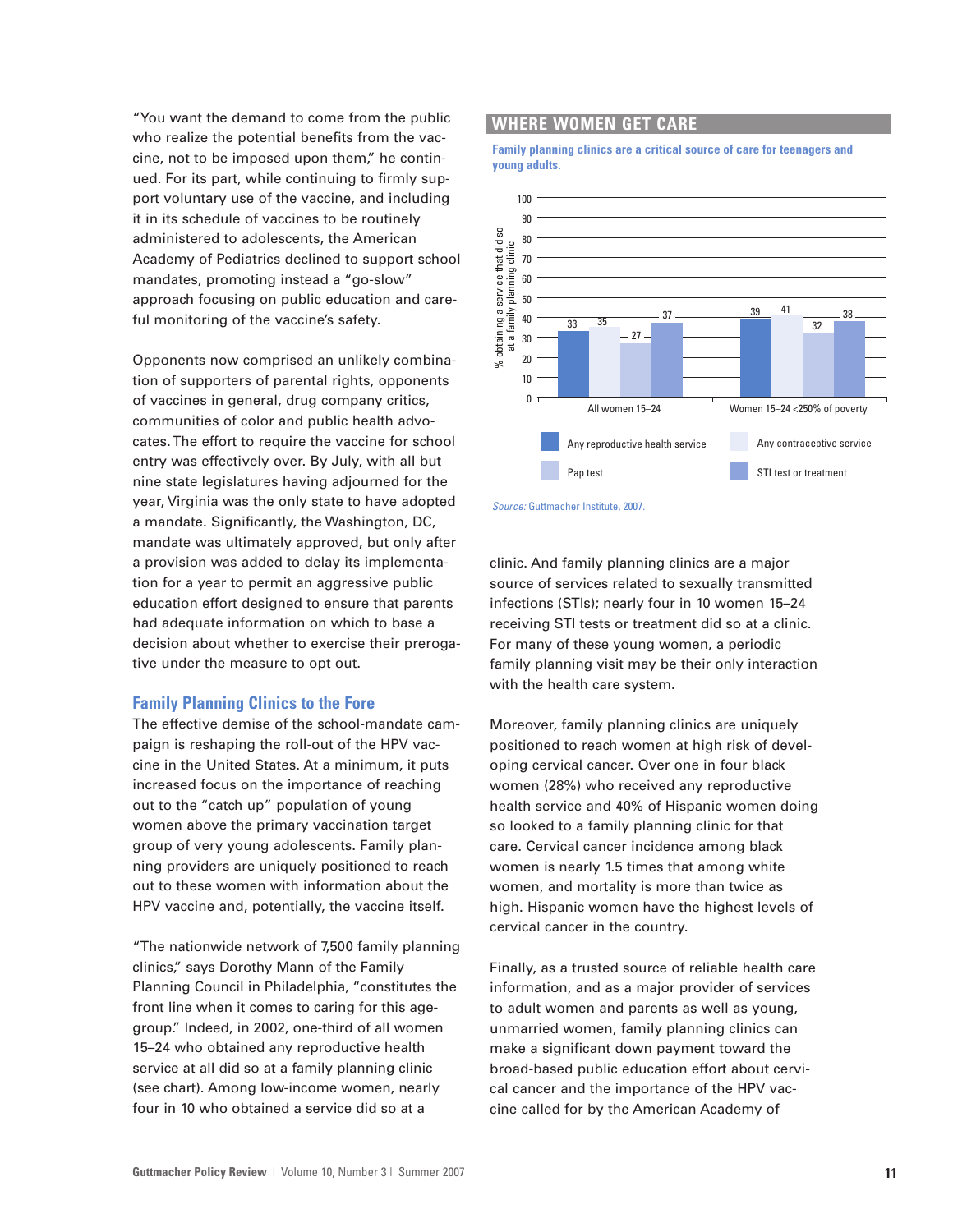"You want the demand to come from the public who realize the potential benefits from the vaccine, not to be imposed upon them," he continued. For its part, while continuing to firmly support voluntary use of the vaccine, and including it in its schedule of vaccines to be routinely administered to adolescents, the American Academy of Pediatrics declined to support school mandates, promoting instead a "go-slow" approach focusing on public education and careful monitoring of the vaccine's safety.

Opponents now comprised an unlikely combination of supporters of parental rights, opponents of vaccines in general, drug company critics, communities of color and public health advocates. The effort to require the vaccine for school entry was effectively over. By July, with all but nine state legislatures having adjourned for the year, Virginia was the only state to have adopted a mandate. Significantly, the Washington, DC, mandate was ultimately approved, but only after a provision was added to delay its implementation for a year to permit an aggressive public education effort designed to ensure that parents had adequate information on which to base a decision about whether to exercise their prerogative under the measure to opt out.

## Family Planning Clinics to the Fore

The effective demise of the school-mandate campaign is reshaping the roll-out of the HPV vaccine in the United States. At a minimum, it puts increased focus on the importance of reaching out to the "catch up" population of young women above the primary vaccination target group of very young adolescents. Family planning providers are uniquely positioned to reach out to these women with information about the HPV vaccine and, potentially, the vaccine itself.

"The nationwide network of 7,500 family planning clinics," says Dorothy Mann of the Family Planning Council in Philadelphia, "constitutes the front line when it comes to caring for this age-group." Indeed, in 2002, one-third of all women 15–24 who obtained any reproductive health service at all did so at a family planning clinic (see chart). Among low-income women, nearly four in 10 who obtained a service did so at a clinic. And family planning clinics are a major source of services related to sexually transmitted infections (STIs); nearly four in 10 women 15–24 receiving STI tests or treatment did so at a clinic. For many of these young women, a periodic family planning visit may be their only interaction with the health care system.

### WHERE WOMEN GET CARE

**Family planning clinics are a critical source of care for teenagers and young adults.**

% obtaining a service that did so at a family planning clinic

| | Any reproductive health service | Any contraceptive service | Pap test | STI test or treatment |
|---|---|---|---|---|
| All women 15–24 | 33 | 35 | 27 | 37 |
| Women 15–24 <250% of poverty | 39 | 41 | 32 | 38 |

*Source:* Guttmacher Institute, 2007.

Moreover, family planning clinics are uniquely positioned to reach women at high risk of developing cervical cancer. Over one in four black women (28%) who received any reproductive health service and 40% of Hispanic women doing so looked to a family planning clinic for that care. Cervical cancer incidence among black women is nearly 1.5 times that among white women, and mortality is more than twice as high. Hispanic women have the highest levels of cervical cancer in the country.

Finally, as a trusted source of reliable health care information, and as a major provider of services to adult women and parents as well as young, unmarried women, family planning clinics can make a significant down payment toward the broad-based public education effort about cervical cancer and the importance of the HPV vaccine called for by the American Academy of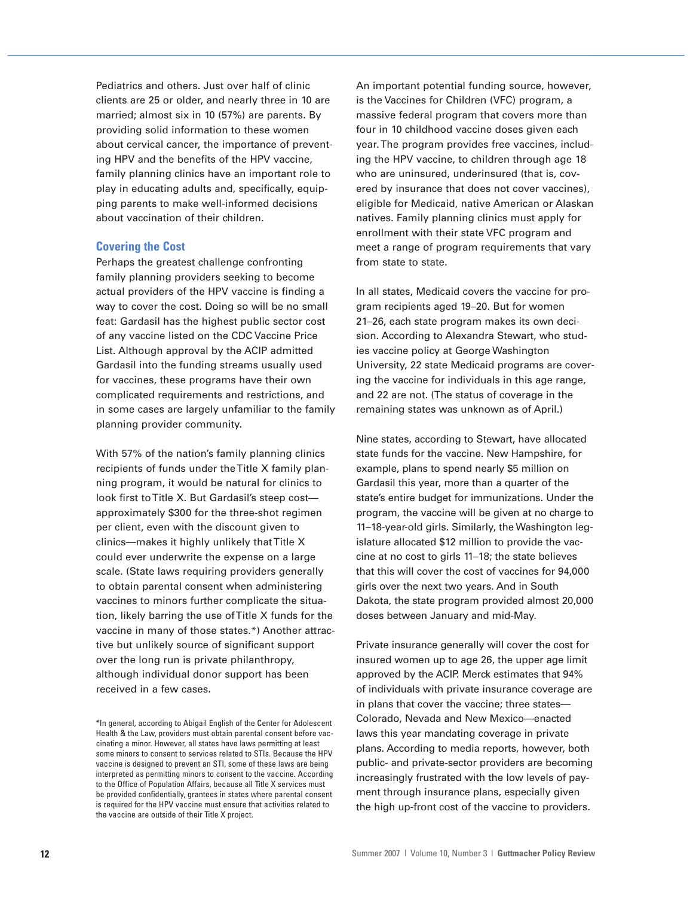Pediatrics and others. Just over half of clinic clients are 25 or older, and nearly three in 10 are married; almost six in 10 (57%) are parents. By providing solid information to these women about cervical cancer, the importance of preventing HPV and the benefits of the HPV vaccine, family planning clinics have an important role to play in educating adults and, specifically, equipping parents to make well-informed decisions about vaccination of their children.

## Covering the Cost

Perhaps the greatest challenge confronting family planning providers seeking to become actual providers of the HPV vaccine is finding a way to cover the cost. Doing so will be no small feat: Gardasil has the highest public sector cost of any vaccine listed on the CDC Vaccine Price List. Although approval by the ACIP admitted Gardasil into the funding streams usually used for vaccines, these programs have their own complicated requirements and restrictions, and in some cases are largely unfamiliar to the family planning provider community.

With 57% of the nation's family planning clinics recipients of funds under the Title X family planning program, it would be natural for clinics to look first to Title X. But Gardasil's steep cost—approximately $300 for the three-shot regimen per client, even with the discount given to clinics—makes it highly unlikely that Title X could ever underwrite the expense on a large scale. (State laws requiring providers generally to obtain parental consent when administering vaccines to minors further complicate the situation, likely barring the use of Title X funds for the vaccine in many of those states.*) Another attractive but unlikely source of significant support over the long run is private philanthropy, although individual donor support has been received in a few cases.

An important potential funding source, however, is the Vaccines for Children (VFC) program, a massive federal program that covers more than four in 10 childhood vaccine doses given each year. The program provides free vaccines, including the HPV vaccine, to children through age 18 who are uninsured, underinsured (that is, covered by insurance that does not cover vaccines), eligible for Medicaid, native American or Alaskan natives. Family planning clinics must apply for enrollment with their state VFC program and meet a range of program requirements that vary from state to state.

In all states, Medicaid covers the vaccine for program recipients aged 19–20. But for women 21–26, each state program makes its own decision. According to Alexandra Stewart, who studies vaccine policy at George Washington University, 22 state Medicaid programs are covering the vaccine for individuals in this age range, and 22 are not. (The status of coverage in the remaining states was unknown as of April.)

Nine states, according to Stewart, have allocated state funds for the vaccine. New Hampshire, for example, plans to spend nearly $5 million on Gardasil this year, more than a quarter of the state's entire budget for immunizations. Under the program, the vaccine will be given at no charge to 11–18-year-old girls. Similarly, the Washington legislature allocated $12 million to provide the vaccine at no cost to girls 11–18; the state believes that this will cover the cost of vaccines for 94,000 girls over the next two years. And in South Dakota, the state program provided almost 20,000 doses between January and mid-May.

Private insurance generally will cover the cost for insured women up to age 26, the upper age limit approved by the ACIP. Merck estimates that 94% of individuals with private insurance coverage are in plans that cover the vaccine; three states—Colorado, Nevada and New Mexico—enacted laws this year mandating coverage in private plans. According to media reports, however, both public- and private-sector providers are becoming increasingly frustrated with the low levels of payment through insurance plans, especially given the high up-front cost of the vaccine to providers.

*In general, according to Abigail English of the Center for Adolescent Health & the Law, providers must obtain parental consent before vaccinating a minor. However, all states have laws permitting at least some minors to consent to services related to STIs. Because the HPV vaccine is designed to prevent an STI, some of these laws are being interpreted as permitting minors to consent to the vaccine. According to the Office of Population Affairs, because all Title X services must be provided confidentially, grantees in states where parental consent is required for the HPV vaccine must ensure that activities related to the vaccine are outside of their Title X project.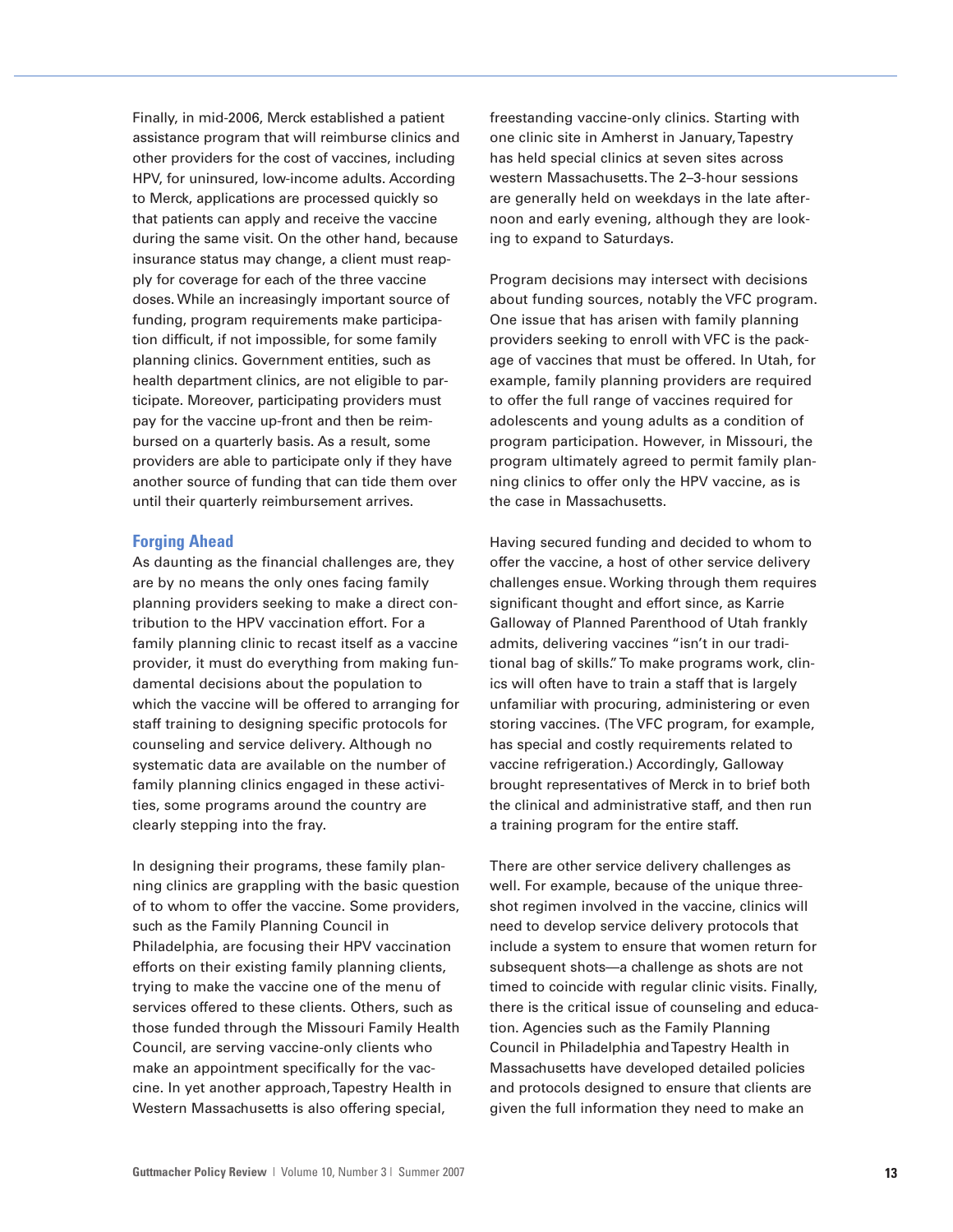Finally, in mid-2006, Merck established a patient assistance program that will reimburse clinics and other providers for the cost of vaccines, including HPV, for uninsured, low-income adults. According to Merck, applications are processed quickly so that patients can apply and receive the vaccine during the same visit. On the other hand, because insurance status may change, a client must reapply for coverage for each of the three vaccine doses. While an increasingly important source of funding, program requirements make participation difficult, if not impossible, for some family planning clinics. Government entities, such as health department clinics, are not eligible to participate. Moreover, participating providers must pay for the vaccine up-front and then be reimbursed on a quarterly basis. As a result, some providers are able to participate only if they have another source of funding that can tide them over until their quarterly reimbursement arrives.

## Forging Ahead

As daunting as the financial challenges are, they are by no means the only ones facing family planning providers seeking to make a direct contribution to the HPV vaccination effort. For a family planning clinic to recast itself as a vaccine provider, it must do everything from making fundamental decisions about the population to which the vaccine will be offered to arranging for staff training to designing specific protocols for counseling and service delivery. Although no systematic data are available on the number of family planning clinics engaged in these activities, some programs around the country are clearly stepping into the fray.

In designing their programs, these family planning clinics are grappling with the basic question of to whom to offer the vaccine. Some providers, such as the Family Planning Council in Philadelphia, are focusing their HPV vaccination efforts on their existing family planning clients, trying to make the vaccine one of the menu of services offered to these clients. Others, such as those funded through the Missouri Family Health Council, are serving vaccine-only clients who make an appointment specifically for the vaccine. In yet another approach, Tapestry Health in Western Massachusetts is also offering special, freestanding vaccine-only clinics. Starting with one clinic site in Amherst in January, Tapestry has held special clinics at seven sites across western Massachusetts. The 2–3-hour sessions are generally held on weekdays in the late afternoon and early evening, although they are looking to expand to Saturdays.

Program decisions may intersect with decisions about funding sources, notably the VFC program. One issue that has arisen with family planning providers seeking to enroll with VFC is the package of vaccines that must be offered. In Utah, for example, family planning providers are required to offer the full range of vaccines required for adolescents and young adults as a condition of program participation. However, in Missouri, the program ultimately agreed to permit family planning clinics to offer only the HPV vaccine, as is the case in Massachusetts.

Having secured funding and decided to whom to offer the vaccine, a host of other service delivery challenges ensue. Working through them requires significant thought and effort since, as Karrie Galloway of Planned Parenthood of Utah frankly admits, delivering vaccines "isn't in our traditional bag of skills." To make programs work, clinics will often have to train a staff that is largely unfamiliar with procuring, administering or even storing vaccines. (The VFC program, for example, has special and costly requirements related to vaccine refrigeration.) Accordingly, Galloway brought representatives of Merck in to brief both the clinical and administrative staff, and then run a training program for the entire staff.

There are other service delivery challenges as well. For example, because of the unique three-shot regimen involved in the vaccine, clinics will need to develop service delivery protocols that include a system to ensure that women return for subsequent shots—a challenge as shots are not timed to coincide with regular clinic visits. Finally, there is the critical issue of counseling and education. Agencies such as the Family Planning Council in Philadelphia and Tapestry Health in Massachusetts have developed detailed policies and protocols designed to ensure that clients are given the full information they need to make an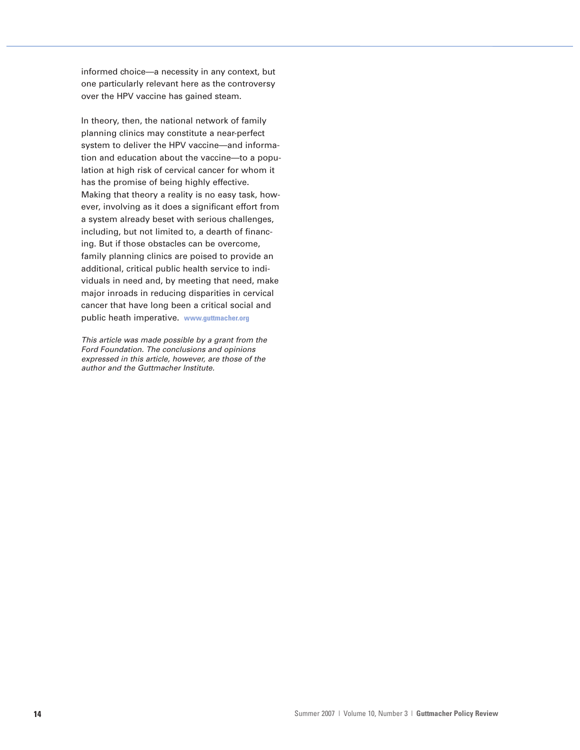informed choice—a necessity in any context, but one particularly relevant here as the controversy over the HPV vaccine has gained steam.

In theory, then, the national network of family planning clinics may constitute a near-perfect system to deliver the HPV vaccine—and information and education about the vaccine—to a population at high risk of cervical cancer for whom it has the promise of being highly effective. Making that theory a reality is no easy task, however, involving as it does a significant effort from a system already beset with serious challenges, including, but not limited to, a dearth of financing. But if those obstacles can be overcome, family planning clinics are poised to provide an additional, critical public health service to individuals in need and, by meeting that need, make major inroads in reducing disparities in cervical cancer that have long been a critical social and public heath imperative. **www.guttmacher.org**

*This article was made possible by a grant from the Ford Foundation. The conclusions and opinions expressed in this article, however, are those of the author and the Guttmacher Institute.*